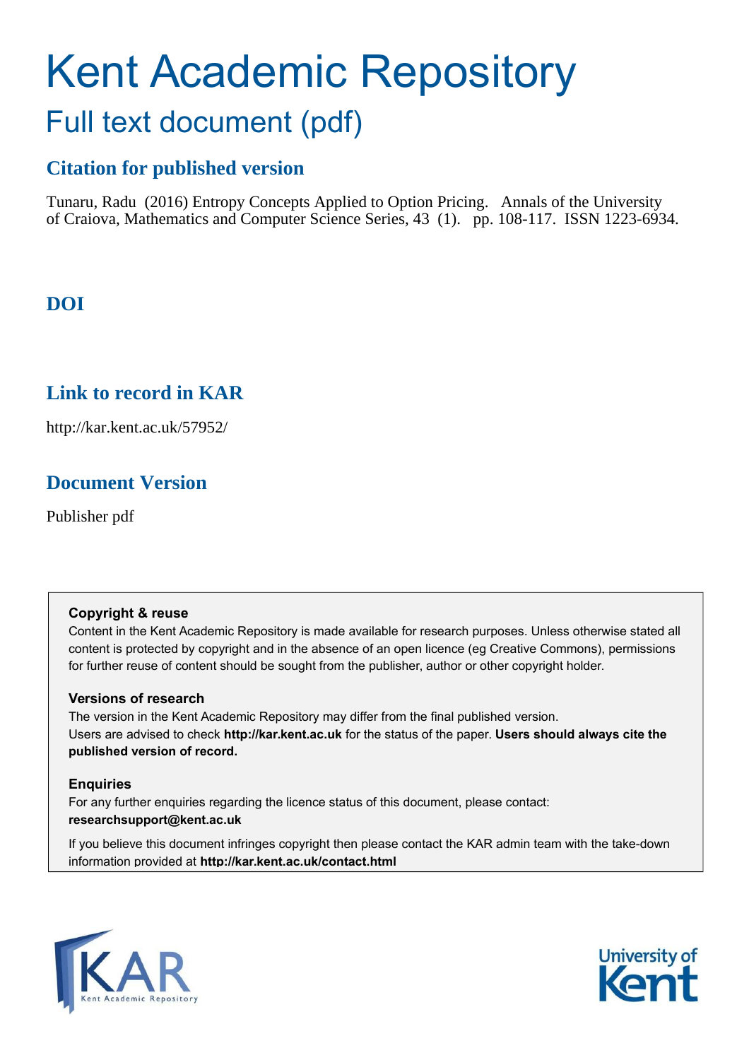# Kent Academic Repository

## Full text document (pdf)

### Citation for published version

Tunaru, Radu (2016) Entropy Concepts Applied to Option Pricing. Annals of the University of Craiova, Mathematics and Computer Science Series, 43 (1). pp. 108-117. ISSN 1223-6934.

### DOI

### Link to record in KAR

http://kar.kent.ac.uk/57952/

### Document Version

Publisher pdf

**Copyright & reuse**

Content in the Kent Academic Repository is made available for research purposes. Unless otherwise stated all content is protected by copyright and in the absence of an open licence (eg Creative Commons), permissions for further reuse of content should be sought from the publisher, author or other copyright holder.

**Versions of research**

The version in the Kent Academic Repository may differ from the final published version. Users are advised to check **http://kar.kent.ac.uk** for the status of the paper. **Users should always cite the published version of record.**

**Enquiries**

For any further enquiries regarding the licence status of this document, please contact: **researchsupport@kent.ac.uk**

If you believe this document infringes copyright then please contact the KAR admin team with the take-down information provided at **http://kar.kent.ac.uk/contact.html**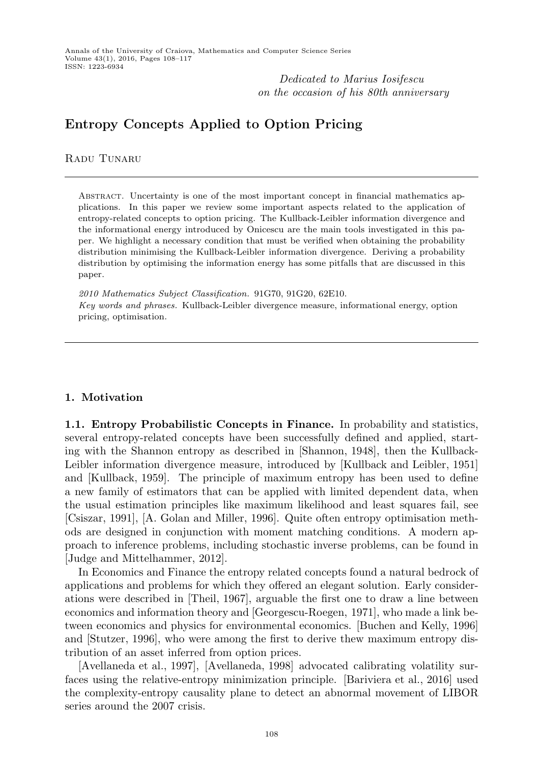*Dedicated to Marius Iosifescu*
*on the occasion of his 80th anniversary*

# Entropy Concepts Applied to Option Pricing

Radu Tunaru

---

Abstract. Uncertainty is one of the most important concept in financial mathematics applications. In this paper we review some important aspects related to the application of entropy-related concepts to option pricing. The Kullback-Leibler information divergence and the informational energy introduced by Onicescu are the main tools investigated in this paper. We highlight a necessary condition that must be verified when obtaining the probability distribution minimising the Kullback-Leibler information divergence. Deriving a probability distribution by optimising the information energy has some pitfalls that are discussed in this paper.

*2010 Mathematics Subject Classification.* 91G70, 91G20, 62E10.
*Key words and phrases.* Kullback-Leibler divergence measure, informational energy, option pricing, optimisation.

---

## 1. Motivation

**1.1. Entropy Probabilistic Concepts in Finance.** In probability and statistics, several entropy-related concepts have been successfully defined and applied, starting with the Shannon entropy as described in [Shannon, 1948], then the Kullback-Leibler information divergence measure, introduced by [Kullback and Leibler, 1951] and [Kullback, 1959]. The principle of maximum entropy has been used to define a new family of estimators that can be applied with limited dependent data, when the usual estimation principles like maximum likelihood and least squares fail, see [Csiszar, 1991], [A. Golan and Miller, 1996]. Quite often entropy optimisation methods are designed in conjunction with moment matching conditions. A modern approach to inference problems, including stochastic inverse problems, can be found in [Judge and Mittelhammer, 2012].

In Economics and Finance the entropy related concepts found a natural bedrock of applications and problems for which they offered an elegant solution. Early considerations were described in [Theil, 1967], arguable the first one to draw a line between economics and information theory and [Georgescu-Roegen, 1971], who made a link between economics and physics for environmental economics. [Buchen and Kelly, 1996] and [Stutzer, 1996], who were among the first to derive thew maximum entropy distribution of an asset inferred from option prices.

[Avellaneda et al., 1997], [Avellaneda, 1998] advocated calibrating volatility surfaces using the relative-entropy minimization principle. [Bariviera et al., 2016] used the complexity-entropy causality plane to detect an abnormal movement of LIBOR series around the 2007 crisis.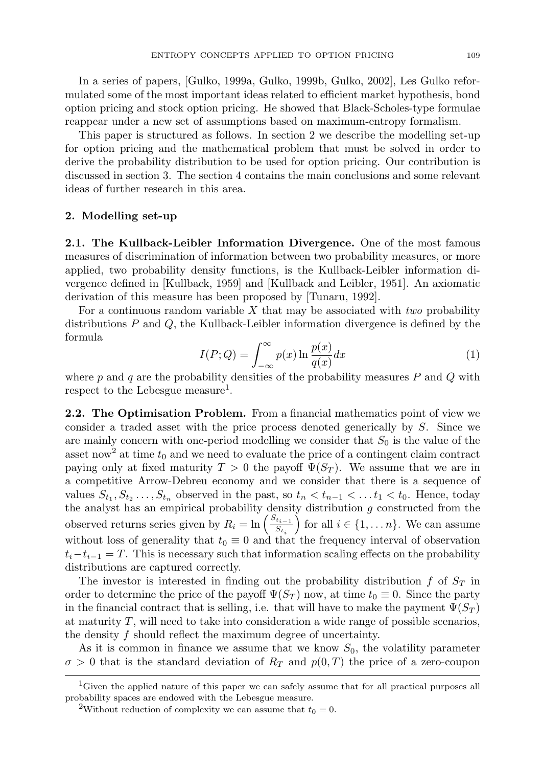In a series of papers, [Gulko, 1999a, Gulko, 1999b, Gulko, 2002], Les Gulko reformulated some of the most important ideas related to efficient market hypothesis, bond option pricing and stock option pricing. He showed that Black-Scholes-type formulae reappear under a new set of assumptions based on maximum-entropy formalism.

This paper is structured as follows. In section 2 we describe the modelling set-up for option pricing and the mathematical problem that must be solved in order to derive the probability distribution to be used for option pricing. Our contribution is discussed in section 3. The section 4 contains the main conclusions and some relevant ideas of further research in this area.

## 2. Modelling set-up

**2.1. The Kullback-Leibler Information Divergence.** One of the most famous measures of discrimination of information between two probability measures, or more applied, two probability density functions, is the Kullback-Leibler information divergence defined in [Kullback, 1959] and [Kullback and Leibler, 1951]. An axiomatic derivation of this measure has been proposed by [Tunaru, 1992].

For a continuous random variable $X$ that may be associated with *two* probability distributions $P$ and $Q$, the Kullback-Leibler information divergence is defined by the formula

$$I(P;Q) = \int_{-\infty}^{\infty} p(x) \ln \frac{p(x)}{q(x)} dx \tag{1}$$

where $p$ and $q$ are the probability densities of the probability measures $P$ and $Q$ with respect to the Lebesgue measure[1].

**2.2. The Optimisation Problem.** From a financial mathematics point of view we consider a traded asset with the price process denoted generically by $S$. Since we are mainly concern with one-period modelling we consider that $S_0$ is the value of the asset now[2] at time $t_0$ and we need to evaluate the price of a contingent claim contract paying only at fixed maturity $T > 0$ the payoff $\Psi(S_T)$. We assume that we are in a competitive Arrow-Debreu economy and we consider that there is a sequence of values $S_{t_1}, S_{t_2} \ldots, S_{t_n}$ observed in the past, so $t_n < t_{n-1} < \ldots t_1 < t_0$. Hence, today the analyst has an empirical probability density distribution $g$ constructed from the observed returns series given by $R_i = \ln\left(\frac{S_{t_{i-1}}}{S_{t_i}}\right)$ for all $i \in \{1, \ldots n\}$. We can assume without loss of generality that $t_0 \equiv 0$ and that the frequency interval of observation $t_i - t_{i-1} = T$. This is necessary such that information scaling effects on the probability distributions are captured correctly.

The investor is interested in finding out the probability distribution $f$ of $S_T$ in order to determine the price of the payoff $\Psi(S_T)$ now, at time $t_0 \equiv 0$. Since the party in the financial contract that is selling, i.e. that will have to make the payment $\Psi(S_T)$ at maturity $T$, will need to take into consideration a wide range of possible scenarios, the density $f$ should reflect the maximum degree of uncertainty.

As it is common in finance we assume that we know $S_0$, the volatility parameter $\sigma > 0$ that is the standard deviation of $R_T$ and $p(0,T)$ the price of a zero-coupon

[1] Given the applied nature of this paper we can safely assume that for all practical purposes all probability spaces are endowed with the Lebesgue measure.

[2] Without reduction of complexity we can assume that $t_0 = 0$.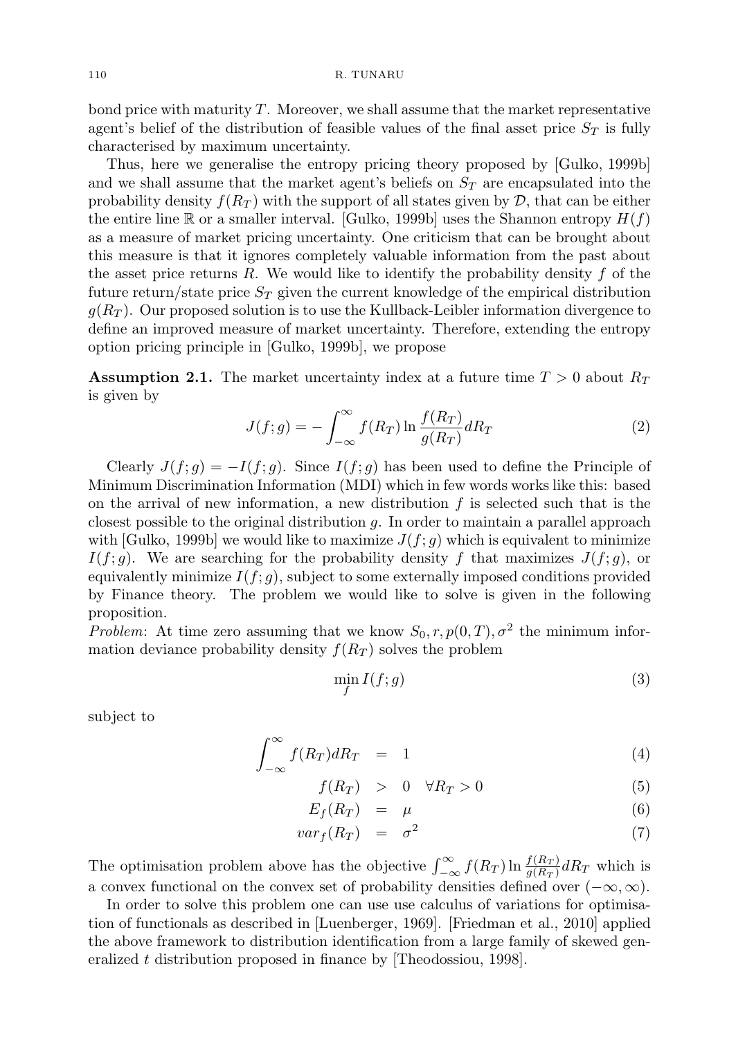bond price with maturity $T$. Moreover, we shall assume that the market representative agent's belief of the distribution of feasible values of the final asset price $S_T$ is fully characterised by maximum uncertainty.

Thus, here we generalise the entropy pricing theory proposed by [Gulko, 1999b] and we shall assume that the market agent's beliefs on $S_T$ are encapsulated into the probability density $f(R_T)$ with the support of all states given by $\mathcal{D}$, that can be either the entire line $\mathbb{R}$ or a smaller interval. [Gulko, 1999b] uses the Shannon entropy $H(f)$ as a measure of market pricing uncertainty. One criticism that can be brought about this measure is that it ignores completely valuable information from the past about the asset price returns $R$. We would like to identify the probability density $f$ of the future return/state price $S_T$ given the current knowledge of the empirical distribution $g(R_T)$. Our proposed solution is to use the Kullback-Leibler information divergence to define an improved measure of market uncertainty. Therefore, extending the entropy option pricing principle in [Gulko, 1999b], we propose

**Assumption 2.1.** The market uncertainty index at a future time $T > 0$ about $R_T$ is given by

$$J(f; g) = -\int_{-\infty}^{\infty} f(R_T) \ln \frac{f(R_T)}{g(R_T)} dR_T \tag{2}$$

Clearly $J(f; g) = -I(f; g)$. Since $I(f; g)$ has been used to define the Principle of Minimum Discrimination Information (MDI) which in few words works like this: based on the arrival of new information, a new distribution $f$ is selected such that is the closest possible to the original distribution $g$. In order to maintain a parallel approach with [Gulko, 1999b] we would like to maximize $J(f; g)$ which is equivalent to minimize $I(f; g)$. We are searching for the probability density $f$ that maximizes $J(f; g)$, or equivalently minimize $I(f; g)$, subject to some externally imposed conditions provided by Finance theory. The problem we would like to solve is given in the following proposition.

*Problem*: At time zero assuming that we know $S_0, r, p(0, T), \sigma^2$ the minimum information deviance probability density $f(R_T)$ solves the problem

$$\min_f I(f; g) \tag{3}$$

subject to

$$\int_{-\infty}^{\infty} f(R_T) dR_T \quad = \quad 1 \tag{4}$$

$$f(R_T) \quad > \quad 0 \quad \forall R_T > 0 \tag{5}$$

$$E_f(R_T) \quad = \quad \mu \tag{6}$$

$$var_f(R_T) \quad = \quad \sigma^2 \tag{7}$$

The optimisation problem above has the objective $\int_{-\infty}^{\infty} f(R_T) \ln \frac{f(R_T)}{g(R_T)} dR_T$ which is a convex functional on the convex set of probability densities defined over $(-\infty, \infty)$.

In order to solve this problem one can use use calculus of variations for optimisation of functionals as described in [Luenberger, 1969]. [Friedman et al., 2010] applied the above framework to distribution identification from a large family of skewed generalized $t$ distribution proposed in finance by [Theodossiou, 1998].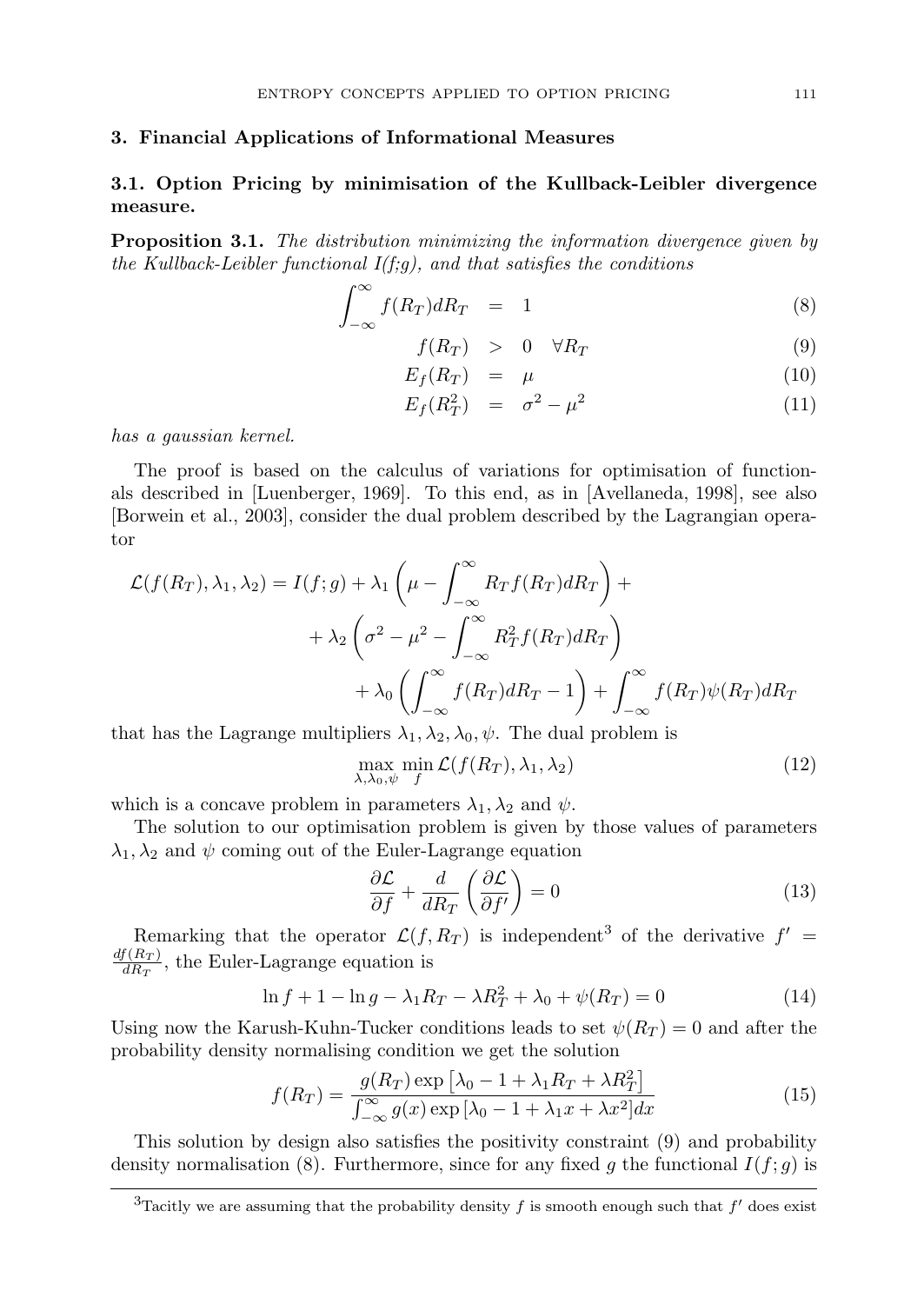## 3. Financial Applications of Informational Measures

### 3.1. Option Pricing by minimisation of the Kullback-Leibler divergence measure.

**Proposition 3.1.** *The distribution minimizing the information divergence given by the Kullback-Leibler functional I(f;g), and that satisfies the conditions*

$$\int_{-\infty}^{\infty} f(R_T)dR_T = 1 \tag{8}$$

$$f(R_T) > 0 \quad \forall R_T \tag{9}$$

$$E_f(R_T) = \mu \tag{10}$$

$$E_f(R_T^2) = \sigma^2 - \mu^2 \tag{11}$$

*has a gaussian kernel.*

The proof is based on the calculus of variations for optimisation of functionals described in [Luenberger, 1969]. To this end, as in [Avellaneda, 1998], see also [Borwein et al., 2003], consider the dual problem described by the Lagrangian operator

$$\begin{aligned}
\mathcal{L}(f(R_T), \lambda_1, \lambda_2) = I(f;g) + \lambda_1 \left( \mu - \int_{-\infty}^{\infty} R_T f(R_T) dR_T \right) + \\
+ \lambda_2 \left( \sigma^2 - \mu^2 - \int_{-\infty}^{\infty} R_T^2 f(R_T) dR_T \right) \\
+ \lambda_0 \left( \int_{-\infty}^{\infty} f(R_T) dR_T - 1 \right) + \int_{-\infty}^{\infty} f(R_T) \psi(R_T) dR_T
\end{aligned}$$

that has the Lagrange multipliers $\lambda_1, \lambda_2, \lambda_0, \psi$. The dual problem is

$$\max_{\lambda, \lambda_0, \psi} \min_{f} \mathcal{L}(f(R_T), \lambda_1, \lambda_2) \tag{12}$$

which is a concave problem in parameters $\lambda_1, \lambda_2$ and $\psi$.

The solution to our optimisation problem is given by those values of parameters $\lambda_1, \lambda_2$ and $\psi$ coming out of the Euler-Lagrange equation

$$\frac{\partial \mathcal{L}}{\partial f} + \frac{d}{dR_T} \left( \frac{\partial \mathcal{L}}{\partial f'} \right) = 0 \tag{13}$$

Remarking that the operator $\mathcal{L}(f, R_T)$ is independent[3] of the derivative $f' = \frac{df(R_T)}{dR_T}$, the Euler-Lagrange equation is

$$\ln f + 1 - \ln g - \lambda_1 R_T - \lambda R_T^2 + \lambda_0 + \psi(R_T) = 0 \tag{14}$$

Using now the Karush-Kuhn-Tucker conditions leads to set $\psi(R_T) = 0$ and after the probability density normalising condition we get the solution

$$f(R_T) = \frac{g(R_T) \exp\left[\lambda_0 - 1 + \lambda_1 R_T + \lambda R_T^2\right]}{\int_{-\infty}^{\infty} g(x) \exp\left[\lambda_0 - 1 + \lambda_1 x + \lambda x^2\right] dx} \tag{15}$$

This solution by design also satisfies the positivity constraint (9) and probability density normalisation (8). Furthermore, since for any fixed $g$ the functional $I(f;g)$ is

---

[3] Tacitly we are assuming that the probability density $f$ is smooth enough such that $f'$ does exist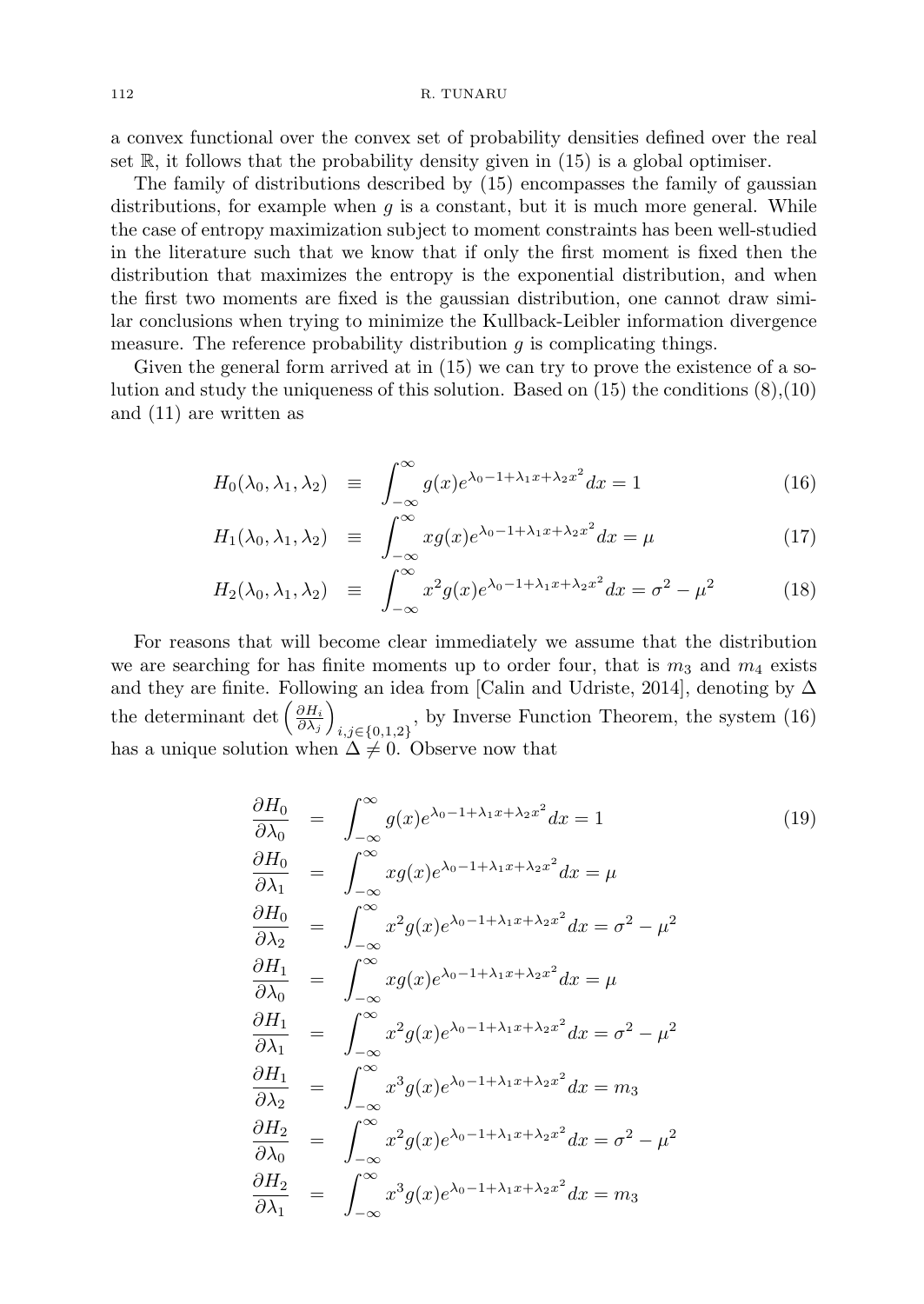a convex functional over the convex set of probability densities defined over the real set $\mathbb{R}$, it follows that the probability density given in (15) is a global optimiser.

The family of distributions described by (15) encompasses the family of gaussian distributions, for example when $g$ is a constant, but it is much more general. While the case of entropy maximization subject to moment constraints has been well-studied in the literature such that we know that if only the first moment is fixed then the distribution that maximizes the entropy is the exponential distribution, and when the first two moments are fixed is the gaussian distribution, one cannot draw similar conclusions when trying to minimize the Kullback-Leibler information divergence measure. The reference probability distribution $g$ is complicating things.

Given the general form arrived at in (15) we can try to prove the existence of a solution and study the uniqueness of this solution. Based on (15) the conditions (8),(10) and (11) are written as

$$H_0(\lambda_0, \lambda_1, \lambda_2) \equiv \int_{-\infty}^{\infty} g(x) e^{\lambda_0 - 1 + \lambda_1 x + \lambda_2 x^2} dx = 1 \tag{16}$$

$$H_1(\lambda_0, \lambda_1, \lambda_2) \equiv \int_{-\infty}^{\infty} x g(x) e^{\lambda_0 - 1 + \lambda_1 x + \lambda_2 x^2} dx = \mu \tag{17}$$

$$H_2(\lambda_0, \lambda_1, \lambda_2) \equiv \int_{-\infty}^{\infty} x^2 g(x) e^{\lambda_0 - 1 + \lambda_1 x + \lambda_2 x^2} dx = \sigma^2 - \mu^2 \tag{18}$$

For reasons that will become clear immediately we assume that the distribution we are searching for has finite moments up to order four, that is $m_3$ and $m_4$ exists and they are finite. Following an idea from [Calin and Udriste, 2014], denoting by $\Delta$ the determinant $\det\left(\frac{\partial H_i}{\partial \lambda_j}\right)_{i,j\in\{0,1,2\}}$, by Inverse Function Theorem, the system (16) has a unique solution when $\Delta \neq 0$. Observe now that

$$\begin{aligned}
\frac{\partial H_0}{\partial \lambda_0} &= \int_{-\infty}^{\infty} g(x) e^{\lambda_0 - 1 + \lambda_1 x + \lambda_2 x^2} dx = 1 \\
\frac{\partial H_0}{\partial \lambda_1} &= \int_{-\infty}^{\infty} x g(x) e^{\lambda_0 - 1 + \lambda_1 x + \lambda_2 x^2} dx = \mu \\
\frac{\partial H_0}{\partial \lambda_2} &= \int_{-\infty}^{\infty} x^2 g(x) e^{\lambda_0 - 1 + \lambda_1 x + \lambda_2 x^2} dx = \sigma^2 - \mu^2 \\
\frac{\partial H_1}{\partial \lambda_0} &= \int_{-\infty}^{\infty} x g(x) e^{\lambda_0 - 1 + \lambda_1 x + \lambda_2 x^2} dx = \mu \\
\frac{\partial H_1}{\partial \lambda_1} &= \int_{-\infty}^{\infty} x^2 g(x) e^{\lambda_0 - 1 + \lambda_1 x + \lambda_2 x^2} dx = \sigma^2 - \mu^2 \\
\frac{\partial H_1}{\partial \lambda_2} &= \int_{-\infty}^{\infty} x^3 g(x) e^{\lambda_0 - 1 + \lambda_1 x + \lambda_2 x^2} dx = m_3 \\
\frac{\partial H_2}{\partial \lambda_0} &= \int_{-\infty}^{\infty} x^2 g(x) e^{\lambda_0 - 1 + \lambda_1 x + \lambda_2 x^2} dx = \sigma^2 - \mu^2 \\
\frac{\partial H_2}{\partial \lambda_1} &= \int_{-\infty}^{\infty} x^3 g(x) e^{\lambda_0 - 1 + \lambda_1 x + \lambda_2 x^2} dx = m_3
\end{aligned} \tag{19}$$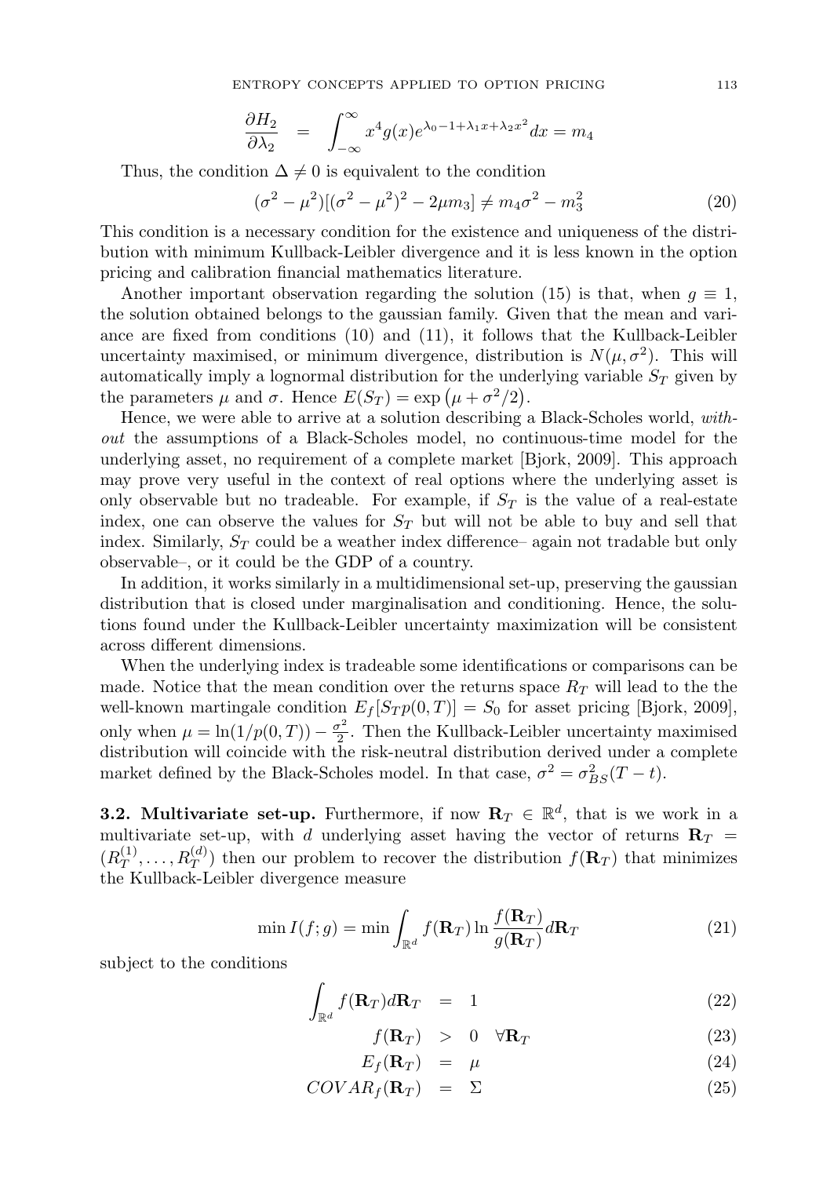$$\frac{\partial H_2}{\partial \lambda_2} = \int_{-\infty}^{\infty} x^4 g(x) e^{\lambda_0 - 1 + \lambda_1 x + \lambda_2 x^2} dx = m_4$$

Thus, the condition $\Delta \neq 0$ is equivalent to the condition

$$(\sigma^2 - \mu^2)[(\sigma^2 - \mu^2)^2 - 2\mu m_3] \neq m_4 \sigma^2 - m_3^2 \tag{20}$$

This condition is a necessary condition for the existence and uniqueness of the distribution with minimum Kullback-Leibler divergence and it is less known in the option pricing and calibration financial mathematics literature.

Another important observation regarding the solution (15) is that, when $g \equiv 1$, the solution obtained belongs to the gaussian family. Given that the mean and variance are fixed from conditions (10) and (11), it follows that the Kullback-Leibler uncertainty maximised, or minimum divergence, distribution is $N(\mu, \sigma^2)$. This will automatically imply a lognormal distribution for the underlying variable $S_T$ given by the parameters $\mu$ and $\sigma$. Hence $E(S_T) = \exp\left(\mu + \sigma^2/2\right)$.

Hence, we were able to arrive at a solution describing a Black-Scholes world, *without* the assumptions of a Black-Scholes model, no continuous-time model for the underlying asset, no requirement of a complete market [Bjork, 2009]. This approach may prove very useful in the context of real options where the underlying asset is only observable but no tradeable. For example, if $S_T$ is the value of a real-estate index, one can observe the values for $S_T$ but will not be able to buy and sell that index. Similarly, $S_T$ could be a weather index difference– again not tradable but only observable–, or it could be the GDP of a country.

In addition, it works similarly in a multidimensional set-up, preserving the gaussian distribution that is closed under marginalisation and conditioning. Hence, the solutions found under the Kullback-Leibler uncertainty maximization will be consistent across different dimensions.

When the underlying index is tradeable some identifications or comparisons can be made. Notice that the mean condition over the returns space $R_T$ will lead to the the well-known martingale condition $E_f[S_T p(0,T)] = S_0$ for asset pricing [Bjork, 2009], only when $\mu = \ln(1/p(0,T)) - \frac{\sigma^2}{2}$. Then the Kullback-Leibler uncertainty maximised distribution will coincide with the risk-neutral distribution derived under a complete market defined by the Black-Scholes model. In that case, $\sigma^2 = \sigma_{BS}^2(T-t)$.

**3.2. Multivariate set-up.** Furthermore, if now $\mathbf{R}_T \in \mathbb{R}^d$, that is we work in a multivariate set-up, with $d$ underlying asset having the vector of returns $\mathbf{R}_T = (R_T^{(1)}, \ldots, R_T^{(d)})$ then our problem to recover the distribution $f(\mathbf{R}_T)$ that minimizes the Kullback-Leibler divergence measure

$$\min I(f;g) = \min \int_{\mathbb{R}^d} f(\mathbf{R}_T) \ln \frac{f(\mathbf{R}_T)}{g(\mathbf{R}_T)} d\mathbf{R}_T \tag{21}$$

subject to the conditions

$$\int_{\mathbb{R}^d} f(\mathbf{R}_T) d\mathbf{R}_T = 1 \tag{22}$$

$$f(\mathbf{R}_T) > 0 \quad \forall \mathbf{R}_T \tag{23}$$

$$E_f(\mathbf{R}_T) = \mu \tag{24}$$

$$COVAR_f(\mathbf{R}_T) = \Sigma \tag{25}$$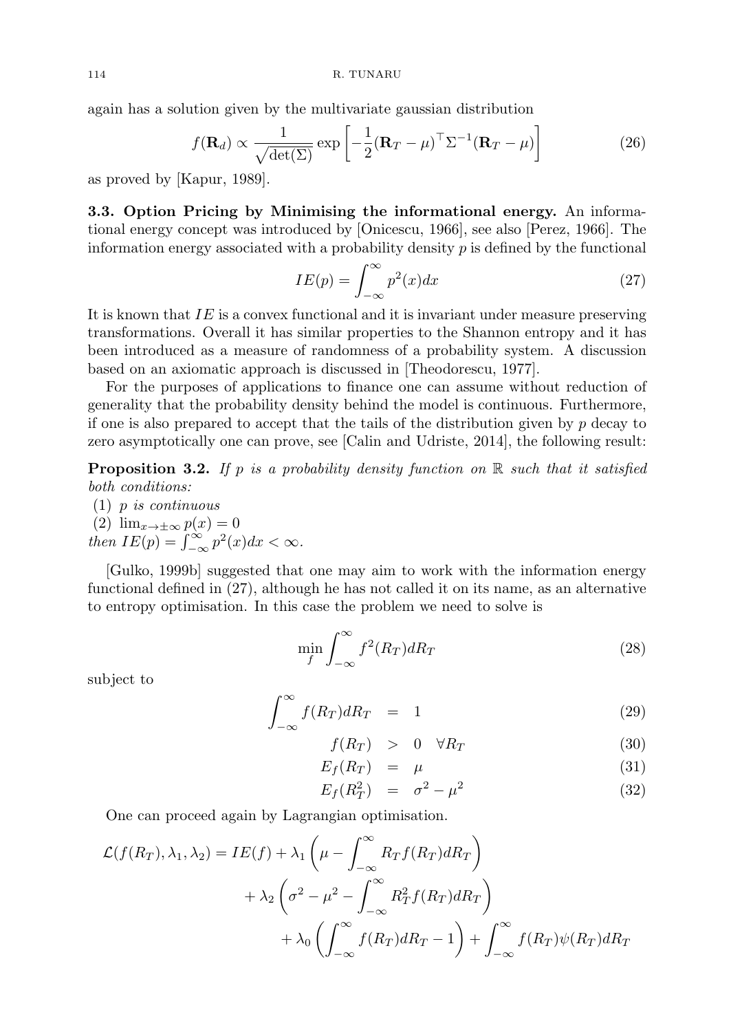again has a solution given by the multivariate gaussian distribution

$$f(\mathbf{R}_d) \propto \frac{1}{\sqrt{\det(\Sigma)}} \exp\left[-\frac{1}{2}(\mathbf{R}_T - \mu)^\top \Sigma^{-1} (\mathbf{R}_T - \mu)\right] \tag{26}$$

as proved by [Kapur, 1989].

**3.3. Option Pricing by Minimising the informational energy.** An informational energy concept was introduced by [Onicescu, 1966], see also [Perez, 1966]. The information energy associated with a probability density $p$ is defined by the functional

$$IE(p) = \int_{-\infty}^{\infty} p^2(x)dx \tag{27}$$

It is known that $IE$ is a convex functional and it is invariant under measure preserving transformations. Overall it has similar properties to the Shannon entropy and it has been introduced as a measure of randomness of a probability system. A discussion based on an axiomatic approach is discussed in [Theodorescu, 1977].

For the purposes of applications to finance one can assume without reduction of generality that the probability density behind the model is continuous. Furthermore, if one is also prepared to accept that the tails of the distribution given by $p$ decay to zero asymptotically one can prove, see [Calin and Udriste, 2014], the following result:

**Proposition 3.2.** *If $p$ is a probability density function on $\mathbb{R}$ such that it satisfied both conditions:*
(1) *$p$ is continuous*
(2) $\lim_{x\to\pm\infty} p(x) = 0$
*then* $IE(p) = \int_{-\infty}^{\infty} p^2(x)dx < \infty$.

[Gulko, 1999b] suggested that one may aim to work with the information energy functional defined in (27), although he has not called it on its name, as an alternative to entropy optimisation. In this case the problem we need to solve is

$$\min_f \int_{-\infty}^{\infty} f^2(R_T)dR_T \tag{28}$$

subject to

$$\int_{-\infty}^{\infty} f(R_T)dR_T = 1 \tag{29}$$

$$f(R_T) > 0 \quad \forall R_T \tag{30}$$

$$E_f(R_T) = \mu \tag{31}$$

$$E_f(R_T^2) = \sigma^2 - \mu^2 \tag{32}$$

One can proceed again by Lagrangian optimisation.

$$\begin{aligned}
\mathcal{L}(f(R_T), \lambda_1, \lambda_2) = IE(f) &+ \lambda_1 \left(\mu - \int_{-\infty}^{\infty} R_T f(R_T)dR_T\right) \\
&+ \lambda_2 \left(\sigma^2 - \mu^2 - \int_{-\infty}^{\infty} R_T^2 f(R_T)dR_T\right) \\
&+ \lambda_0 \left(\int_{-\infty}^{\infty} f(R_T)dR_T - 1\right) + \int_{-\infty}^{\infty} f(R_T)\psi(R_T)dR_T
\end{aligned}$$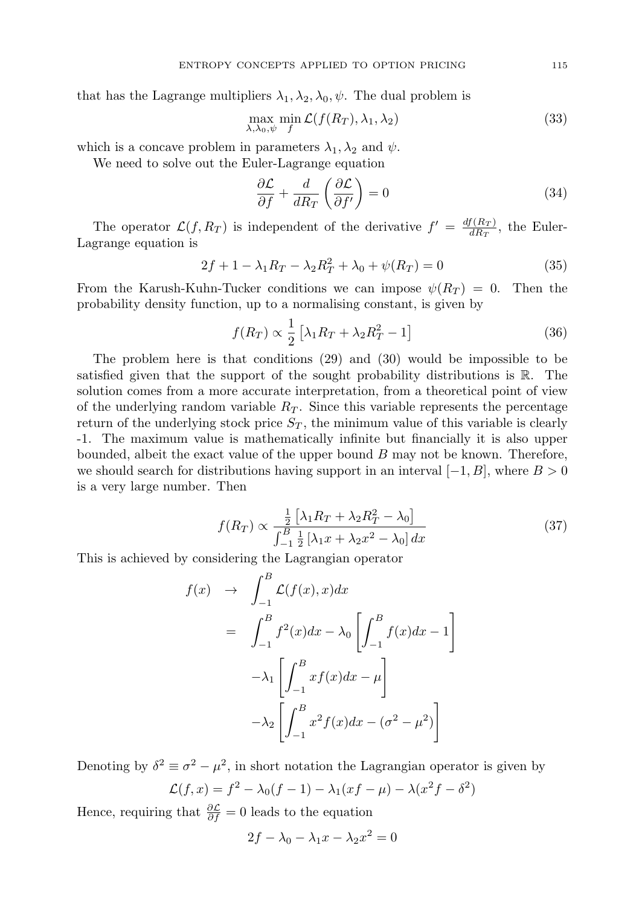that has the Lagrange multipliers $\lambda_1, \lambda_2, \lambda_0, \psi$. The dual problem is

$$\max_{\lambda,\lambda_0,\psi} \min_f \mathcal{L}(f(R_T), \lambda_1, \lambda_2) \tag{33}$$

which is a concave problem in parameters $\lambda_1, \lambda_2$ and $\psi$.

We need to solve out the Euler-Lagrange equation

$$\frac{\partial \mathcal{L}}{\partial f} + \frac{d}{dR_T}\left(\frac{\partial \mathcal{L}}{\partial f'}\right) = 0 \tag{34}$$

The operator $\mathcal{L}(f, R_T)$ is independent of the derivative $f' = \frac{df(R_T)}{dR_T}$, the Euler-Lagrange equation is

$$2f + 1 - \lambda_1 R_T - \lambda_2 R_T^2 + \lambda_0 + \psi(R_T) = 0 \tag{35}$$

From the Karush-Kuhn-Tucker conditions we can impose $\psi(R_T) = 0$. Then the probability density function, up to a normalising constant, is given by

$$f(R_T) \propto \frac{1}{2}\left[\lambda_1 R_T + \lambda_2 R_T^2 - 1\right] \tag{36}$$

The problem here is that conditions (29) and (30) would be impossible to be satisfied given that the support of the sought probability distributions is $\mathbb{R}$. The solution comes from a more accurate interpretation, from a theoretical point of view of the underlying random variable $R_T$. Since this variable represents the percentage return of the underlying stock price $S_T$, the minimum value of this variable is clearly -1. The maximum value is mathematically infinite but financially it is also upper bounded, albeit the exact value of the upper bound $B$ may not be known. Therefore, we should search for distributions having support in an interval $[-1, B]$, where $B > 0$ is a very large number. Then

$$f(R_T) \propto \frac{\frac{1}{2}\left[\lambda_1 R_T + \lambda_2 R_T^2 - \lambda_0\right]}{\int_{-1}^{B} \frac{1}{2}\left[\lambda_1 x + \lambda_2 x^2 - \lambda_0\right] dx} \tag{37}$$

This is achieved by considering the Lagrangian operator

$$\begin{aligned}
f(x) \quad &\to \quad \int_{-1}^{B} \mathcal{L}(f(x), x) dx \\
&= \quad \int_{-1}^{B} f^2(x) dx - \lambda_0 \left[\int_{-1}^{B} f(x) dx - 1\right] \\
&\quad -\lambda_1 \left[\int_{-1}^{B} x f(x) dx - \mu\right] \\
&\quad -\lambda_2 \left[\int_{-1}^{B} x^2 f(x) dx - (\sigma^2 - \mu^2)\right]
\end{aligned}$$

Denoting by $\delta^2 \equiv \sigma^2 - \mu^2$, in short notation the Lagrangian operator is given by

$$\mathcal{L}(f, x) = f^2 - \lambda_0(f - 1) - \lambda_1(xf - \mu) - \lambda(x^2 f - \delta^2)$$

Hence, requiring that $\frac{\partial \mathcal{L}}{\partial f} = 0$ leads to the equation

$$2f - \lambda_0 - \lambda_1 x - \lambda_2 x^2 = 0$$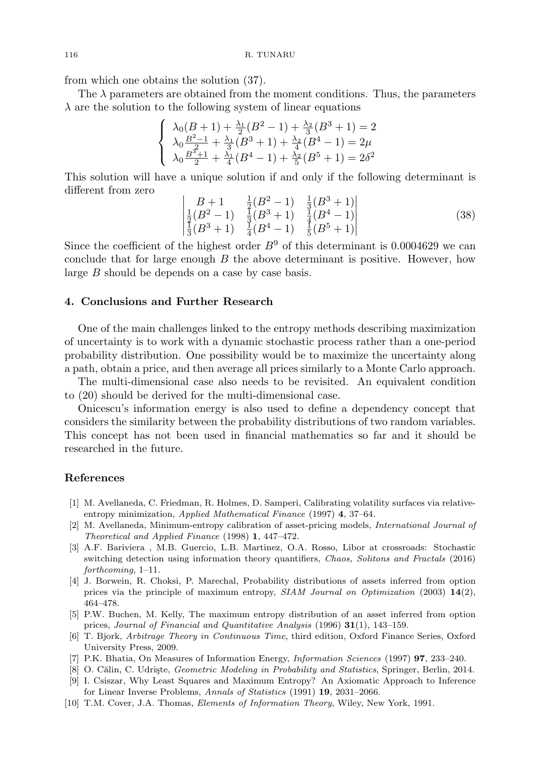from which one obtains the solution (37).

The $\lambda$ parameters are obtained from the moment conditions. Thus, the parameters $\lambda$ are the solution to the following system of linear equations

$$
\begin{cases}
\lambda_0(B+1) + \frac{\lambda_1}{2}(B^2-1) + \frac{\lambda_2}{3}(B^3+1) = 2 \\
\lambda_0\frac{B^2-1}{2} + \frac{\lambda_1}{3}(B^3+1) + \frac{\lambda_2}{4}(B^4-1) = 2\mu \\
\lambda_0\frac{B^3+1}{2} + \frac{\lambda_1}{4}(B^4-1) + \frac{\lambda_2}{5}(B^5+1) = 2\delta^2
\end{cases}
$$

This solution will have a unique solution if and only if the following determinant is different from zero

$$
\begin{vmatrix}
B+1 & \frac{1}{2}(B^2-1) & \frac{1}{3}(B^3+1) \\
\frac{1}{2}(B^2-1) & \frac{1}{3}(B^3+1) & \frac{1}{4}(B^4-1) \\
\frac{1}{3}(B^3+1) & \frac{1}{4}(B^4-1) & \frac{1}{5}(B^5+1)
\end{vmatrix}
\tag{38}
$$

Since the coefficient of the highest order $B^9$ of this determinant is 0.0004629 we can conclude that for large enough $B$ the above determinant is positive. However, how large $B$ should be depends on a case by case basis.

## 4. Conclusions and Further Research

One of the main challenges linked to the entropy methods describing maximization of uncertainty is to work with a dynamic stochastic process rather than a one-period probability distribution. One possibility would be to maximize the uncertainty along a path, obtain a price, and then average all prices similarly to a Monte Carlo approach.

The multi-dimensional case also needs to be revisited. An equivalent condition to (20) should be derived for the multi-dimensional case.

Onicescu's information energy is also used to define a dependency concept that considers the similarity between the probability distributions of two random variables. This concept has not been used in financial mathematics so far and it should be researched in the future.

## References

[1] M. Avellaneda, C. Friedman, R. Holmes, D. Samperi, Calibrating volatility surfaces via relative-entropy minimization, *Applied Mathematical Finance* (1997) **4**, 37–64.

[2] M. Avellaneda, Minimum-entropy calibration of asset-pricing models, *International Journal of Theoretical and Applied Finance* (1998) **1**, 447–472.

[3] A.F. Bariviera , M.B. Guercio, L.B. Martinez, O.A. Rosso, Libor at crossroads: Stochastic switching detection using information theory quantifiers, *Chaos, Solitons and Fractals* (2016) *forthcoming*, 1–11.

[4] J. Borwein, R. Choksi, P. Marechal, Probability distributions of assets inferred from option prices via the principle of maximum entropy, *SIAM Journal on Optimization* (2003) **14**(2), 464–478.

[5] P.W. Buchen, M. Kelly, The maximum entropy distribution of an asset inferred from option prices, *Journal of Financial and Quantitative Analysis* (1996) **31**(1), 143–159.

[6] T. Bjork, *Arbitrage Theory in Continuous Time*, third edition, Oxford Finance Series, Oxford University Press, 2009.

[7] P.K. Bhatia, On Measures of Information Energy, *Information Sciences* (1997) **97**, 233–240.

[8] O. Călin, C. Udrişte, *Geometric Modeling in Probability and Statistics*, Springer, Berlin, 2014.

[9] I. Csiszar, Why Least Squares and Maximum Entropy? An Axiomatic Approach to Inference for Linear Inverse Problems, *Annals of Statistics* (1991) **19**, 2031–2066.

[10] T.M. Cover, J.A. Thomas, *Elements of Information Theory*, Wiley, New York, 1991.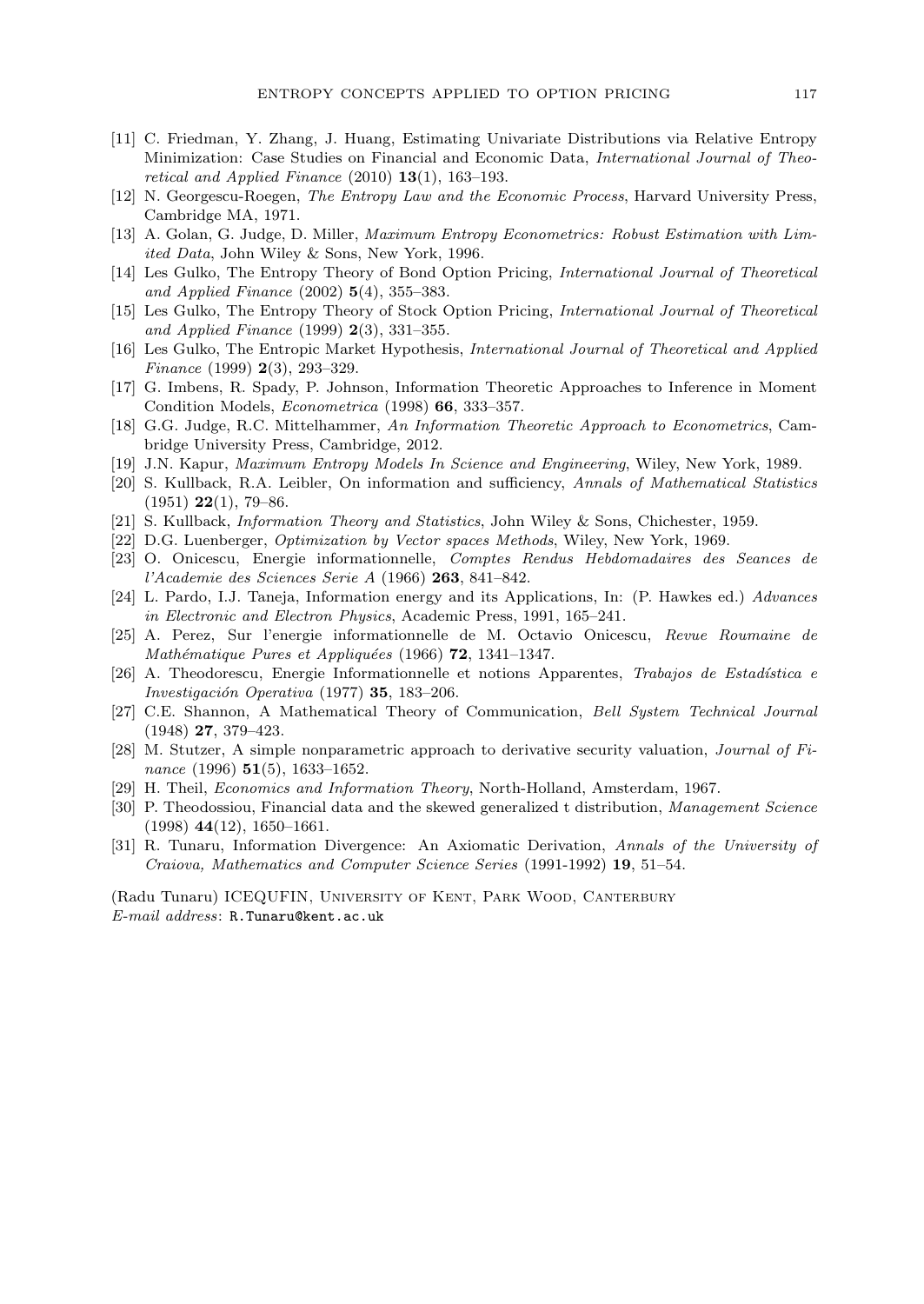[11] C. Friedman, Y. Zhang, J. Huang, Estimating Univariate Distributions via Relative Entropy Minimization: Case Studies on Financial and Economic Data, *International Journal of Theoretical and Applied Finance* (2010) **13**(1), 163–193.

[12] N. Georgescu-Roegen, *The Entropy Law and the Economic Process*, Harvard University Press, Cambridge MA, 1971.

[13] A. Golan, G. Judge, D. Miller, *Maximum Entropy Econometrics: Robust Estimation with Limited Data*, John Wiley & Sons, New York, 1996.

[14] Les Gulko, The Entropy Theory of Bond Option Pricing, *International Journal of Theoretical and Applied Finance* (2002) **5**(4), 355–383.

[15] Les Gulko, The Entropy Theory of Stock Option Pricing, *International Journal of Theoretical and Applied Finance* (1999) **2**(3), 331–355.

[16] Les Gulko, The Entropic Market Hypothesis, *International Journal of Theoretical and Applied Finance* (1999) **2**(3), 293–329.

[17] G. Imbens, R. Spady, P. Johnson, Information Theoretic Approaches to Inference in Moment Condition Models, *Econometrica* (1998) **66**, 333–357.

[18] G.G. Judge, R.C. Mittelhammer, *An Information Theoretic Approach to Econometrics*, Cambridge University Press, Cambridge, 2012.

[19] J.N. Kapur, *Maximum Entropy Models In Science and Engineering*, Wiley, New York, 1989.

[20] S. Kullback, R.A. Leibler, On information and sufficiency, *Annals of Mathematical Statistics* (1951) **22**(1), 79–86.

[21] S. Kullback, *Information Theory and Statistics*, John Wiley & Sons, Chichester, 1959.

[22] D.G. Luenberger, *Optimization by Vector spaces Methods*, Wiley, New York, 1969.

[23] O. Onicescu, Energie informationnelle, *Comptes Rendus Hebdomadaires des Seances de l'Academie des Sciences Serie A* (1966) **263**, 841–842.

[24] L. Pardo, I.J. Taneja, Information energy and its Applications, In: (P. Hawkes ed.) *Advances in Electronic and Electron Physics*, Academic Press, 1991, 165–241.

[25] A. Perez, Sur l'energie informationnelle de M. Octavio Onicescu, *Revue Roumaine de Mathématique Pures et Appliquées* (1966) **72**, 1341–1347.

[26] A. Theodorescu, Energie Informationnelle et notions Apparentes, *Trabajos de Estadística e Investigación Operativa* (1977) **35**, 183–206.

[27] C.E. Shannon, A Mathematical Theory of Communication, *Bell System Technical Journal* (1948) **27**, 379–423.

[28] M. Stutzer, A simple nonparametric approach to derivative security valuation, *Journal of Finance* (1996) **51**(5), 1633–1652.

[29] H. Theil, *Economics and Information Theory*, North-Holland, Amsterdam, 1967.

[30] P. Theodossiou, Financial data and the skewed generalized t distribution, *Management Science* (1998) **44**(12), 1650–1661.

[31] R. Tunaru, Information Divergence: An Axiomatic Derivation, *Annals of the University of Craiova, Mathematics and Computer Science Series* (1991-1992) **19**, 51–54.

(Radu Tunaru) ICEQUFIN, University of Kent, Park Wood, Canterbury
*E-mail address*: R.Tunaru@kent.ac.uk